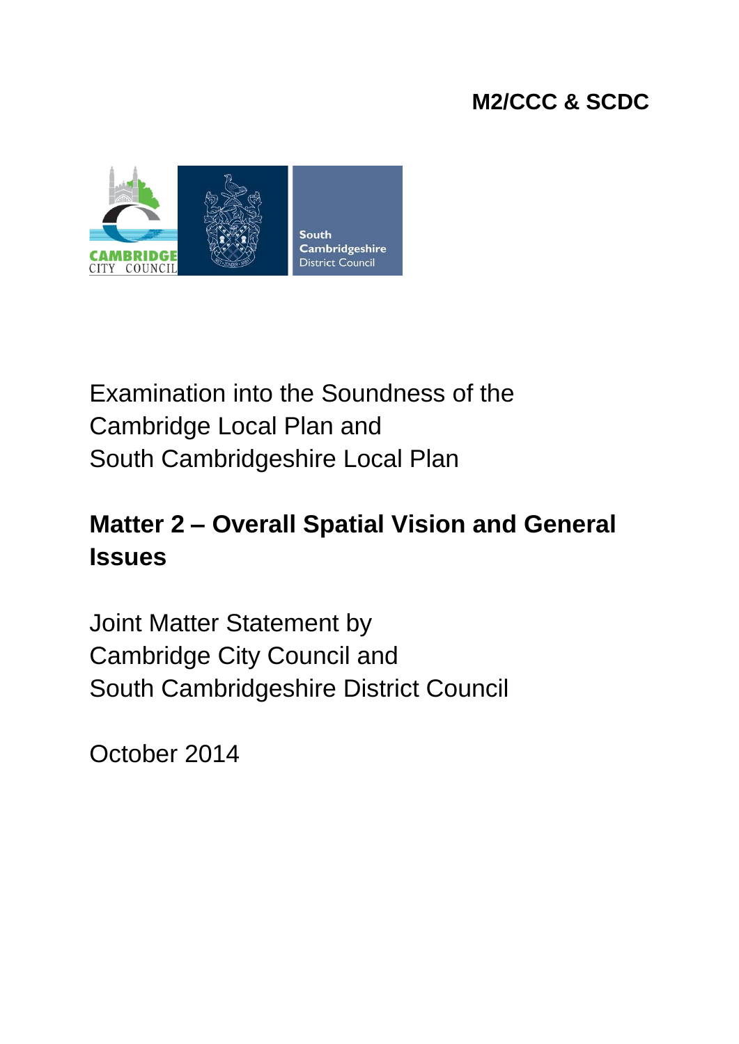**M2/CCC & SCDC**

Examination into the Soundness of the
Cambridge Local Plan and
South Cambridgeshire Local Plan

# Matter 2 – Overall Spatial Vision and General Issues

Joint Matter Statement by
Cambridge City Council and
South Cambridgeshire District Council

October 2014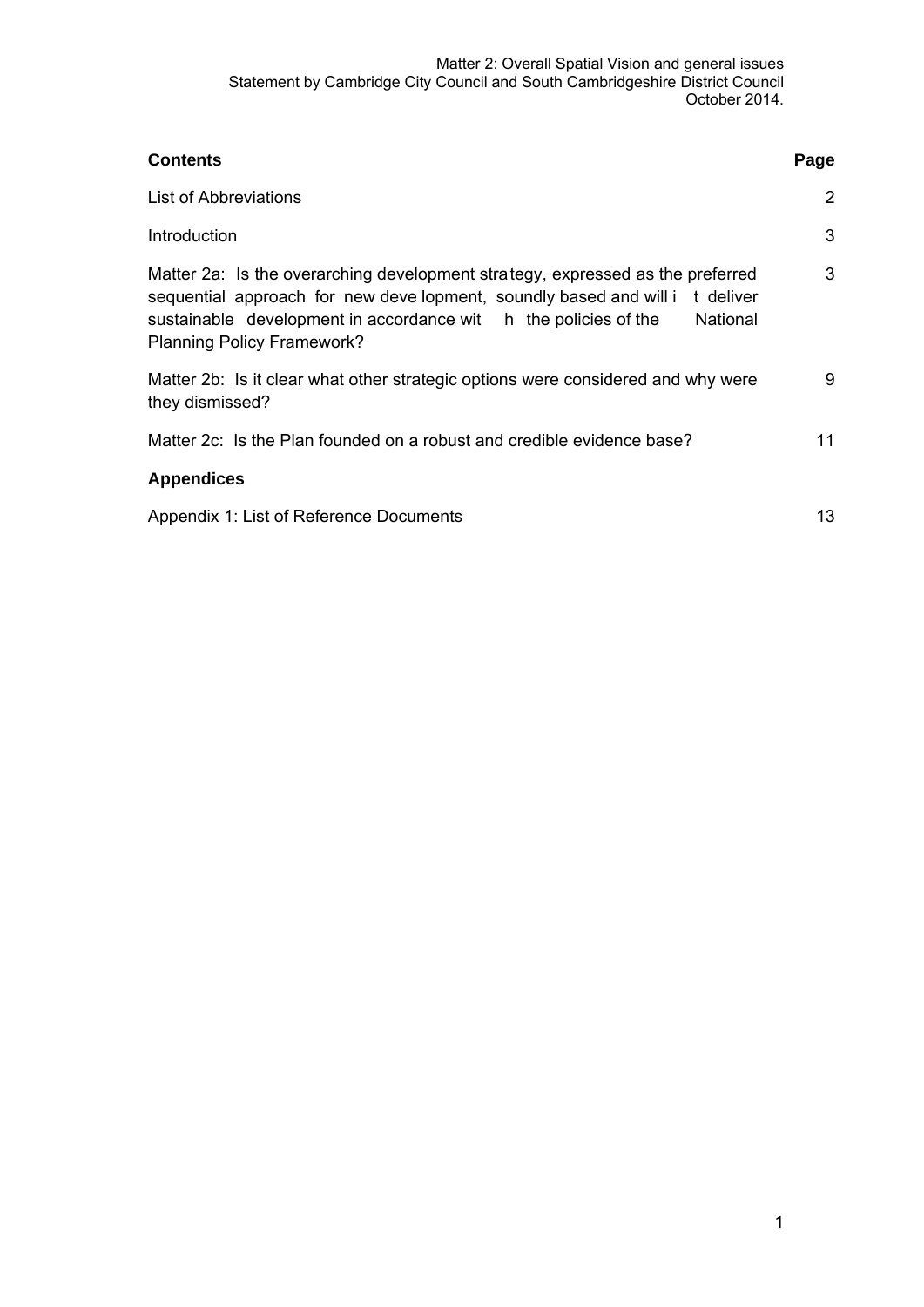| **Contents** | **Page** |
| --- | --- |
| List of Abbreviations | 2 |
| Introduction | 3 |
| Matter 2a: Is the overarching development strategy, expressed as the preferred sequential approach for new development, soundly based and will it deliver sustainable development in accordance with the policies of the National Planning Policy Framework? | 3 |
| Matter 2b: Is it clear what other strategic options were considered and why were they dismissed? | 9 |
| Matter 2c: Is the Plan founded on a robust and credible evidence base? | 11 |
| **Appendices** | |
| Appendix 1: List of Reference Documents | 13 |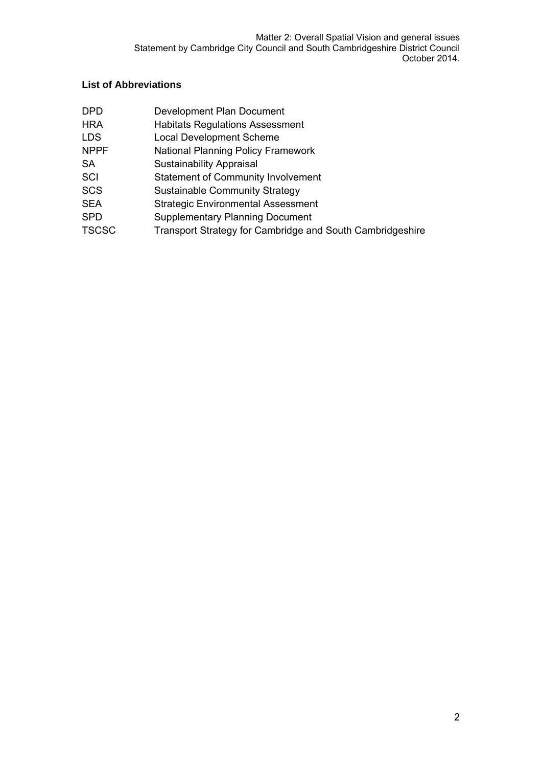**List of Abbreviations**

| | |
|---|---|
| DPD | Development Plan Document |
| HRA | Habitats Regulations Assessment |
| LDS | Local Development Scheme |
| NPPF | National Planning Policy Framework |
| SA | Sustainability Appraisal |
| SCI | Statement of Community Involvement |
| SCS | Sustainable Community Strategy |
| SEA | Strategic Environmental Assessment |
| SPD | Supplementary Planning Document |
| TSCSC | Transport Strategy for Cambridge and South Cambridgeshire |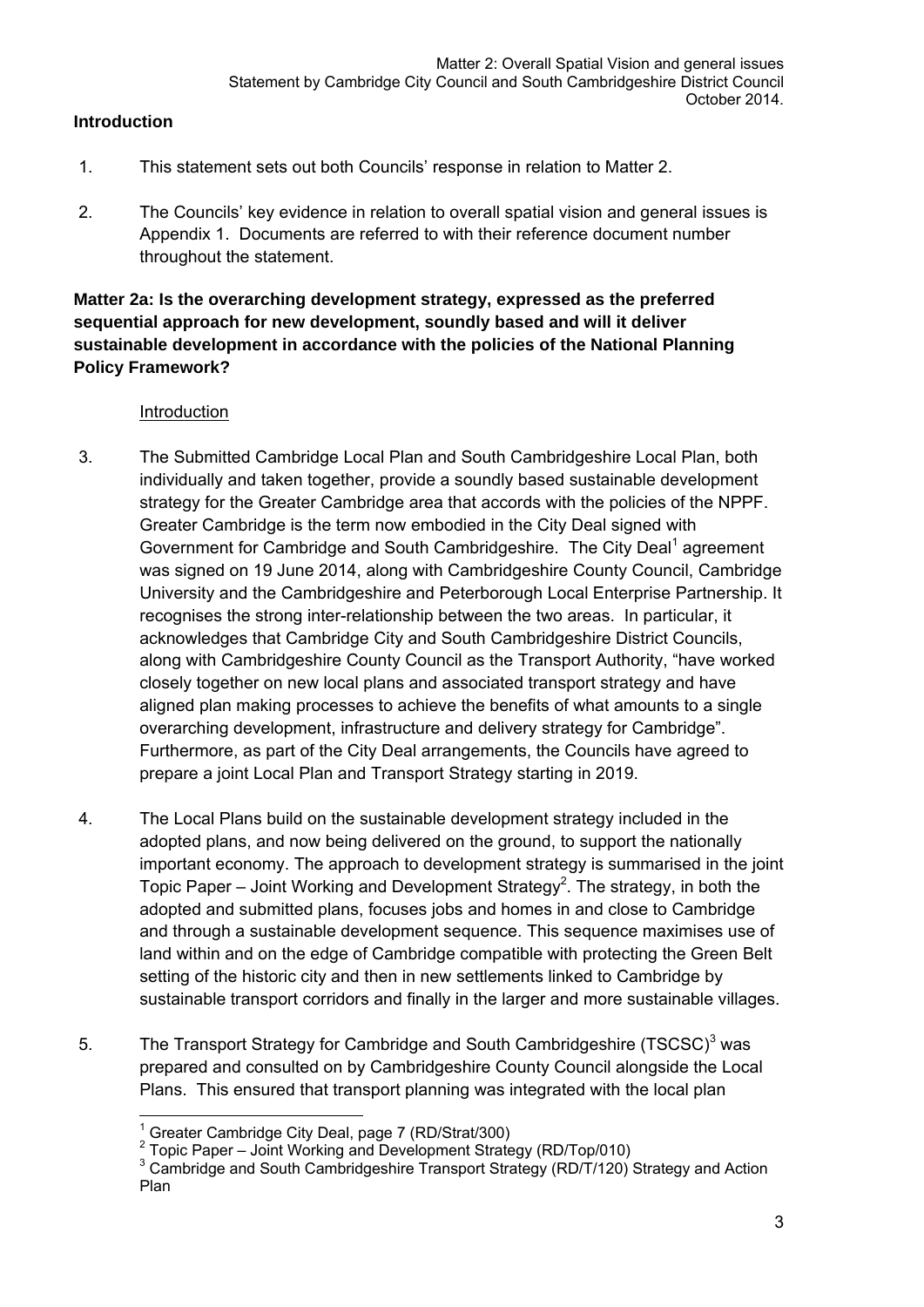## Introduction

1. This statement sets out both Councils' response in relation to Matter 2.

2. The Councils' key evidence in relation to overall spatial vision and general issues is Appendix 1. Documents are referred to with their reference document number throughout the statement.

**Matter 2a: Is the overarching development strategy, expressed as the preferred sequential approach for new development, soundly based and will it deliver sustainable development in accordance with the policies of the National Planning Policy Framework?**

Introduction

3. The Submitted Cambridge Local Plan and South Cambridgeshire Local Plan, both individually and taken together, provide a soundly based sustainable development strategy for the Greater Cambridge area that accords with the policies of the NPPF. Greater Cambridge is the term now embodied in the City Deal signed with Government for Cambridge and South Cambridgeshire. The City Deal[1] agreement was signed on 19 June 2014, along with Cambridgeshire County Council, Cambridge University and the Cambridgeshire and Peterborough Local Enterprise Partnership. It recognises the strong inter-relationship between the two areas. In particular, it acknowledges that Cambridge City and South Cambridgeshire District Councils, along with Cambridgeshire County Council as the Transport Authority, "have worked closely together on new local plans and associated transport strategy and have aligned plan making processes to achieve the benefits of what amounts to a single overarching development, infrastructure and delivery strategy for Cambridge". Furthermore, as part of the City Deal arrangements, the Councils have agreed to prepare a joint Local Plan and Transport Strategy starting in 2019.

4. The Local Plans build on the sustainable development strategy included in the adopted plans, and now being delivered on the ground, to support the nationally important economy. The approach to development strategy is summarised in the joint Topic Paper – Joint Working and Development Strategy[2]. The strategy, in both the adopted and submitted plans, focuses jobs and homes in and close to Cambridge and through a sustainable development sequence. This sequence maximises use of land within and on the edge of Cambridge compatible with protecting the Green Belt setting of the historic city and then in new settlements linked to Cambridge by sustainable transport corridors and finally in the larger and more sustainable villages.

5. The Transport Strategy for Cambridge and South Cambridgeshire (TSCSC)[3] was prepared and consulted on by Cambridgeshire County Council alongside the Local Plans. This ensured that transport planning was integrated with the local plan

---

[1] Greater Cambridge City Deal, page 7 (RD/Strat/300)

[2] Topic Paper – Joint Working and Development Strategy (RD/Top/010)

[3] Cambridge and South Cambridgeshire Transport Strategy (RD/T/120) Strategy and Action Plan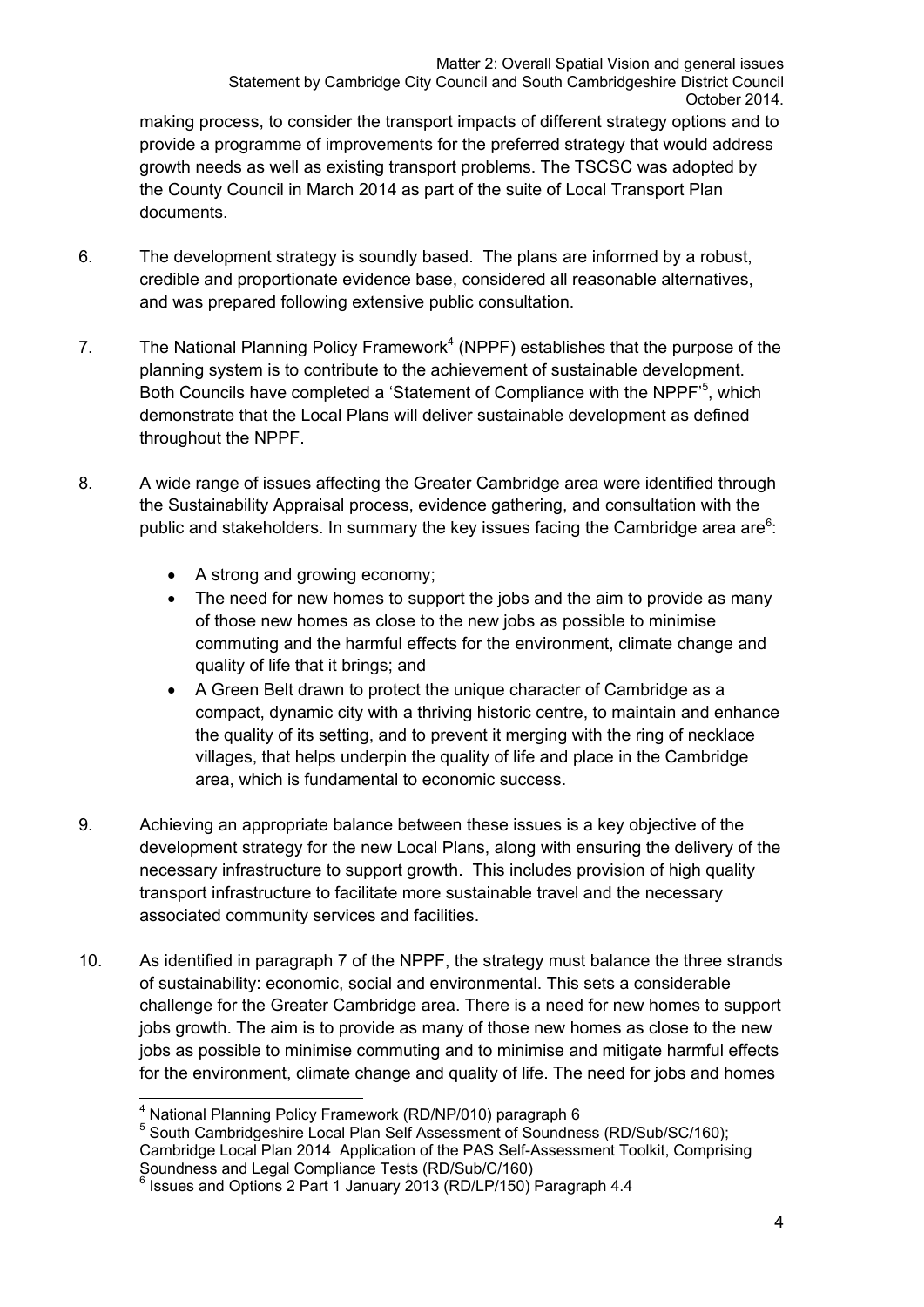making process, to consider the transport impacts of different strategy options and to provide a programme of improvements for the preferred strategy that would address growth needs as well as existing transport problems. The TSCSC was adopted by the County Council in March 2014 as part of the suite of Local Transport Plan documents.

6. The development strategy is soundly based. The plans are informed by a robust, credible and proportionate evidence base, considered all reasonable alternatives, and was prepared following extensive public consultation.

7. The National Planning Policy Framework[4] (NPPF) establishes that the purpose of the planning system is to contribute to the achievement of sustainable development. Both Councils have completed a 'Statement of Compliance with the NPPF'[5], which demonstrate that the Local Plans will deliver sustainable development as defined throughout the NPPF.

8. A wide range of issues affecting the Greater Cambridge area were identified through the Sustainability Appraisal process, evidence gathering, and consultation with the public and stakeholders. In summary the key issues facing the Cambridge area are[6]:

   - A strong and growing economy;
   - The need for new homes to support the jobs and the aim to provide as many of those new homes as close to the new jobs as possible to minimise commuting and the harmful effects for the environment, climate change and quality of life that it brings; and
   - A Green Belt drawn to protect the unique character of Cambridge as a compact, dynamic city with a thriving historic centre, to maintain and enhance the quality of its setting, and to prevent it merging with the ring of necklace villages, that helps underpin the quality of life and place in the Cambridge area, which is fundamental to economic success.

9. Achieving an appropriate balance between these issues is a key objective of the development strategy for the new Local Plans, along with ensuring the delivery of the necessary infrastructure to support growth. This includes provision of high quality transport infrastructure to facilitate more sustainable travel and the necessary associated community services and facilities.

10. As identified in paragraph 7 of the NPPF, the strategy must balance the three strands of sustainability: economic, social and environmental. This sets a considerable challenge for the Greater Cambridge area. There is a need for new homes to support jobs growth. The aim is to provide as many of those new homes as close to the new jobs as possible to minimise commuting and to minimise and mitigate harmful effects for the environment, climate change and quality of life. The need for jobs and homes

---

[4] National Planning Policy Framework (RD/NP/010) paragraph 6

[5] South Cambridgeshire Local Plan Self Assessment of Soundness (RD/Sub/SC/160); Cambridge Local Plan 2014 Application of the PAS Self-Assessment Toolkit, Comprising Soundness and Legal Compliance Tests (RD/Sub/C/160)

[6] Issues and Options 2 Part 1 January 2013 (RD/LP/150) Paragraph 4.4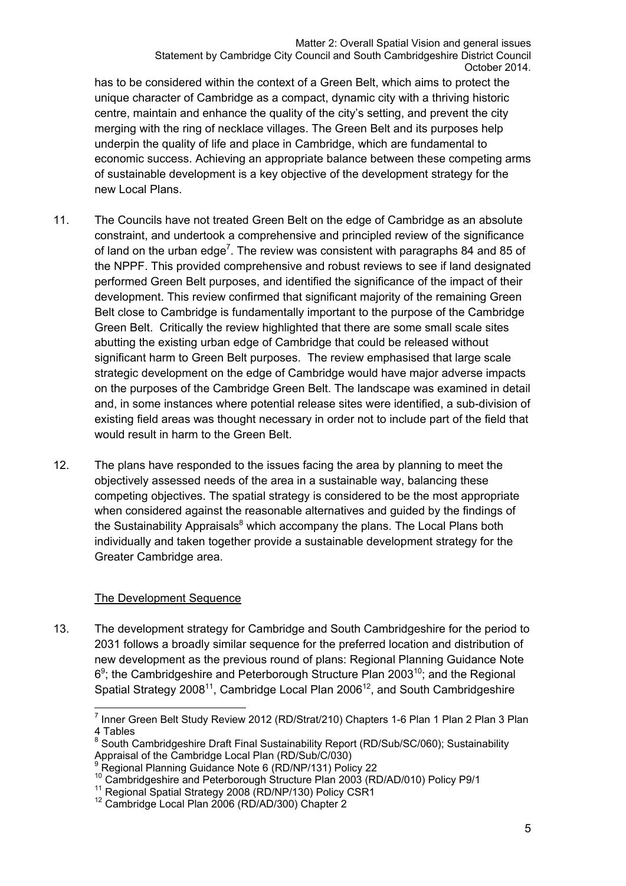has to be considered within the context of a Green Belt, which aims to protect the unique character of Cambridge as a compact, dynamic city with a thriving historic centre, maintain and enhance the quality of the city's setting, and prevent the city merging with the ring of necklace villages. The Green Belt and its purposes help underpin the quality of life and place in Cambridge, which are fundamental to economic success. Achieving an appropriate balance between these competing arms of sustainable development is a key objective of the development strategy for the new Local Plans.

11. The Councils have not treated Green Belt on the edge of Cambridge as an absolute constraint, and undertook a comprehensive and principled review of the significance of land on the urban edge[7]. The review was consistent with paragraphs 84 and 85 of the NPPF. This provided comprehensive and robust reviews to see if land designated performed Green Belt purposes, and identified the significance of the impact of their development. This review confirmed that significant majority of the remaining Green Belt close to Cambridge is fundamentally important to the purpose of the Cambridge Green Belt. Critically the review highlighted that there are some small scale sites abutting the existing urban edge of Cambridge that could be released without significant harm to Green Belt purposes. The review emphasised that large scale strategic development on the edge of Cambridge would have major adverse impacts on the purposes of the Cambridge Green Belt. The landscape was examined in detail and, in some instances where potential release sites were identified, a sub-division of existing field areas was thought necessary in order not to include part of the field that would result in harm to the Green Belt.

12. The plans have responded to the issues facing the area by planning to meet the objectively assessed needs of the area in a sustainable way, balancing these competing objectives. The spatial strategy is considered to be the most appropriate when considered against the reasonable alternatives and guided by the findings of the Sustainability Appraisals[8] which accompany the plans. The Local Plans both individually and taken together provide a sustainable development strategy for the Greater Cambridge area.

<u>The Development Sequence</u>

13. The development strategy for Cambridge and South Cambridgeshire for the period to 2031 follows a broadly similar sequence for the preferred location and distribution of new development as the previous round of plans: Regional Planning Guidance Note 6[9]; the Cambridgeshire and Peterborough Structure Plan 2003[10]; and the Regional Spatial Strategy 2008[11], Cambridge Local Plan 2006[12], and South Cambridgeshire

---

[7] Inner Green Belt Study Review 2012 (RD/Strat/210) Chapters 1-6 Plan 1 Plan 2 Plan 3 Plan 4 Tables

[8] South Cambridgeshire Draft Final Sustainability Report (RD/Sub/SC/060); Sustainability Appraisal of the Cambridge Local Plan (RD/Sub/C/030)

[9] Regional Planning Guidance Note 6 (RD/NP/131) Policy 22

[10] Cambridgeshire and Peterborough Structure Plan 2003 (RD/AD/010) Policy P9/1

[11] Regional Spatial Strategy 2008 (RD/NP/130) Policy CSR1

[12] Cambridge Local Plan 2006 (RD/AD/300) Chapter 2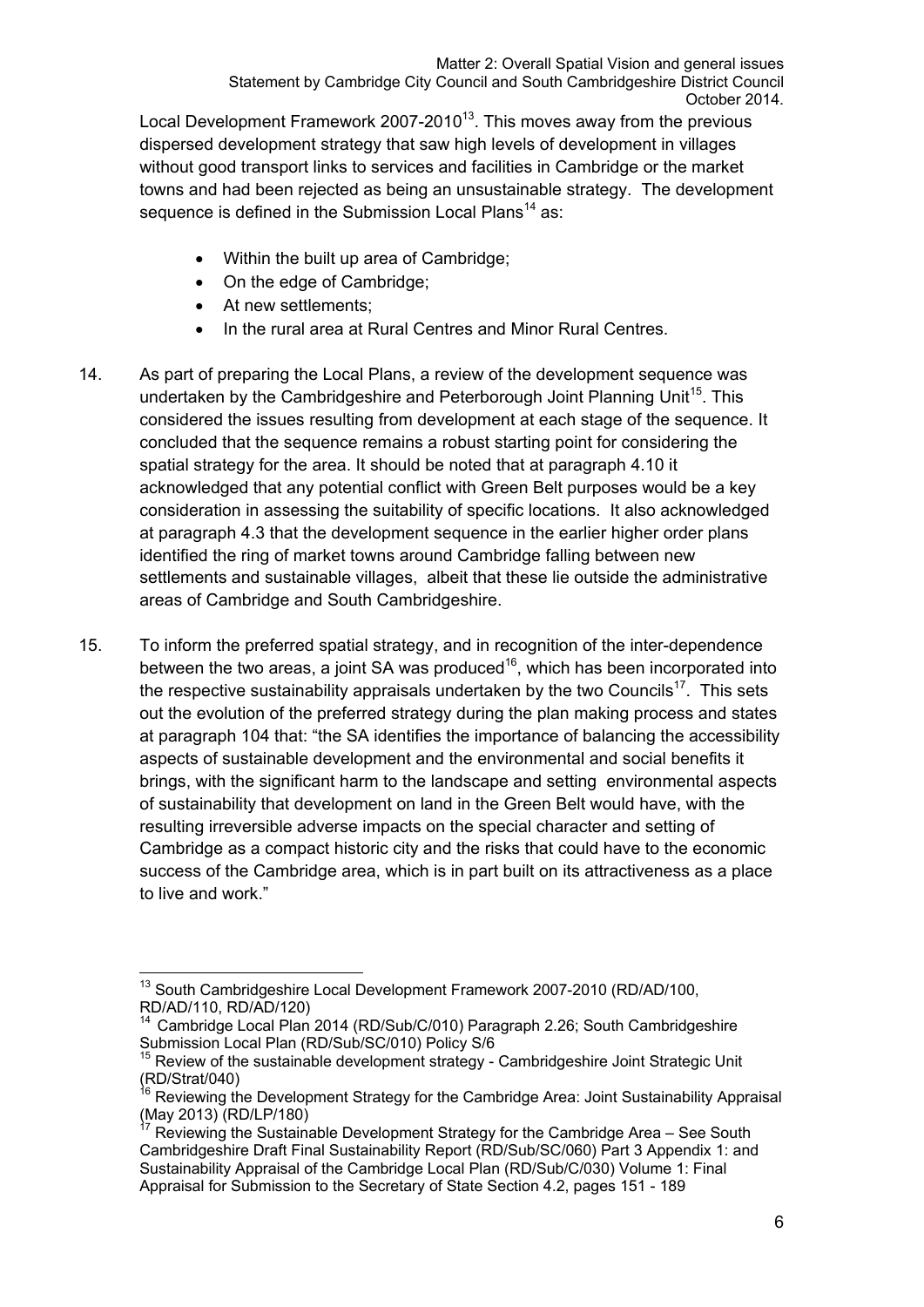Local Development Framework 2007-2010[13]. This moves away from the previous dispersed development strategy that saw high levels of development in villages without good transport links to services and facilities in Cambridge or the market towns and had been rejected as being an unsustainable strategy. The development sequence is defined in the Submission Local Plans[14] as:

- Within the built up area of Cambridge;
- On the edge of Cambridge;
- At new settlements;
- In the rural area at Rural Centres and Minor Rural Centres.

14. As part of preparing the Local Plans, a review of the development sequence was undertaken by the Cambridgeshire and Peterborough Joint Planning Unit[15]. This considered the issues resulting from development at each stage of the sequence. It concluded that the sequence remains a robust starting point for considering the spatial strategy for the area. It should be noted that at paragraph 4.10 it acknowledged that any potential conflict with Green Belt purposes would be a key consideration in assessing the suitability of specific locations. It also acknowledged at paragraph 4.3 that the development sequence in the earlier higher order plans identified the ring of market towns around Cambridge falling between new settlements and sustainable villages, albeit that these lie outside the administrative areas of Cambridge and South Cambridgeshire.

15. To inform the preferred spatial strategy, and in recognition of the inter-dependence between the two areas, a joint SA was produced[16], which has been incorporated into the respective sustainability appraisals undertaken by the two Councils[17]. This sets out the evolution of the preferred strategy during the plan making process and states at paragraph 104 that: "the SA identifies the importance of balancing the accessibility aspects of sustainable development and the environmental and social benefits it brings, with the significant harm to the landscape and setting environmental aspects of sustainability that development on land in the Green Belt would have, with the resulting irreversible adverse impacts on the special character and setting of Cambridge as a compact historic city and the risks that could have to the economic success of the Cambridge area, which is in part built on its attractiveness as a place to live and work."

---

[13] South Cambridgeshire Local Development Framework 2007-2010 (RD/AD/100, RD/AD/110, RD/AD/120)

[14] Cambridge Local Plan 2014 (RD/Sub/C/010) Paragraph 2.26; South Cambridgeshire Submission Local Plan (RD/Sub/SC/010) Policy S/6

[15] Review of the sustainable development strategy - Cambridgeshire Joint Strategic Unit (RD/Strat/040)

[16] Reviewing the Development Strategy for the Cambridge Area: Joint Sustainability Appraisal (May 2013) (RD/LP/180)

[17] Reviewing the Sustainable Development Strategy for the Cambridge Area – See South Cambridgeshire Draft Final Sustainability Report (RD/Sub/SC/060) Part 3 Appendix 1: and Sustainability Appraisal of the Cambridge Local Plan (RD/Sub/C/030) Volume 1: Final Appraisal for Submission to the Secretary of State Section 4.2, pages 151 - 189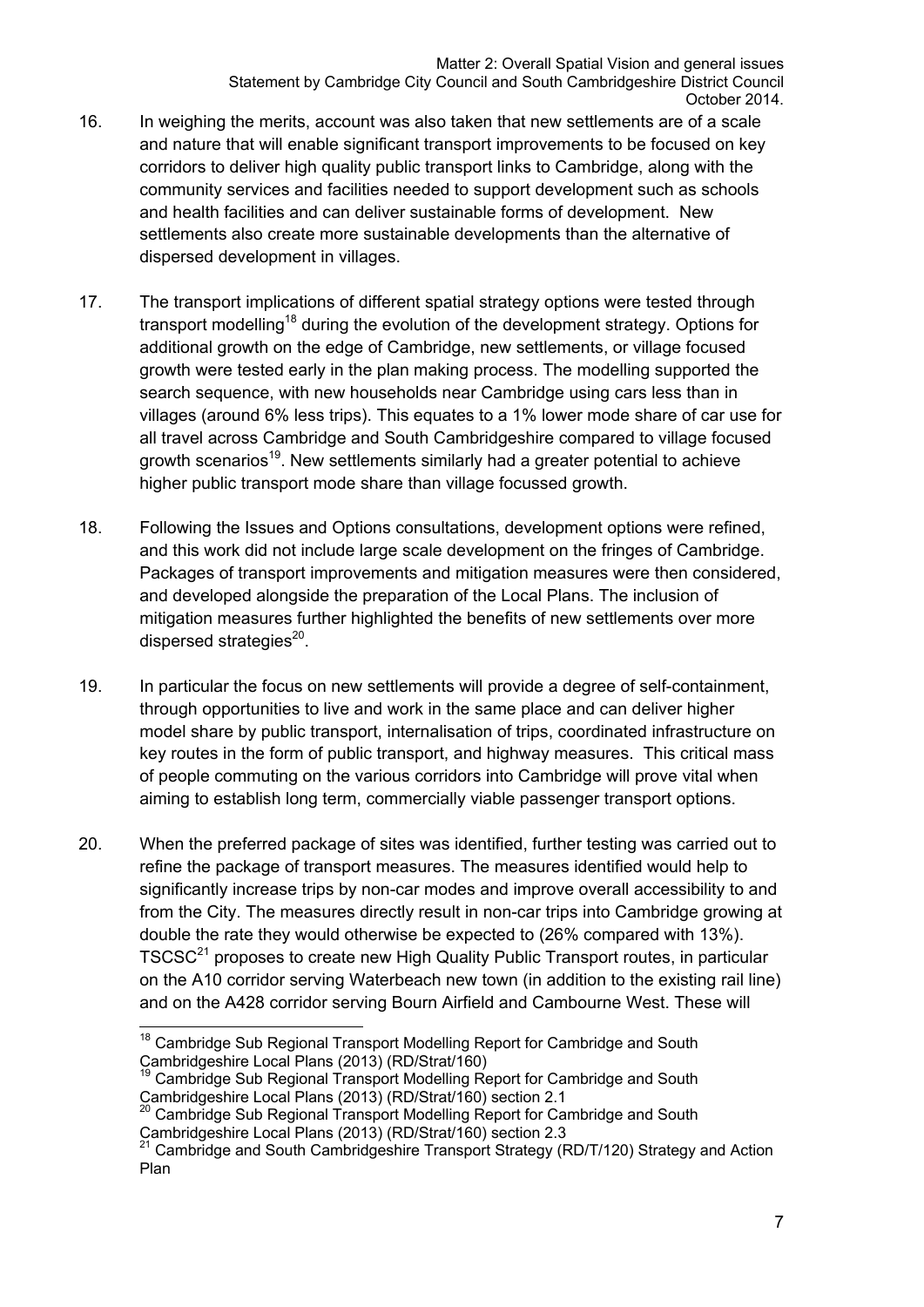16. In weighing the merits, account was also taken that new settlements are of a scale and nature that will enable significant transport improvements to be focused on key corridors to deliver high quality public transport links to Cambridge, along with the community services and facilities needed to support development such as schools and health facilities and can deliver sustainable forms of development. New settlements also create more sustainable developments than the alternative of dispersed development in villages.

17. The transport implications of different spatial strategy options were tested through transport modelling[18] during the evolution of the development strategy. Options for additional growth on the edge of Cambridge, new settlements, or village focused growth were tested early in the plan making process. The modelling supported the search sequence, with new households near Cambridge using cars less than in villages (around 6% less trips). This equates to a 1% lower mode share of car use for all travel across Cambridge and South Cambridgeshire compared to village focused growth scenarios[19]. New settlements similarly had a greater potential to achieve higher public transport mode share than village focussed growth.

18. Following the Issues and Options consultations, development options were refined, and this work did not include large scale development on the fringes of Cambridge. Packages of transport improvements and mitigation measures were then considered, and developed alongside the preparation of the Local Plans. The inclusion of mitigation measures further highlighted the benefits of new settlements over more dispersed strategies[20].

19. In particular the focus on new settlements will provide a degree of self-containment, through opportunities to live and work in the same place and can deliver higher model share by public transport, internalisation of trips, coordinated infrastructure on key routes in the form of public transport, and highway measures. This critical mass of people commuting on the various corridors into Cambridge will prove vital when aiming to establish long term, commercially viable passenger transport options.

20. When the preferred package of sites was identified, further testing was carried out to refine the package of transport measures. The measures identified would help to significantly increase trips by non-car modes and improve overall accessibility to and from the City. The measures directly result in non-car trips into Cambridge growing at double the rate they would otherwise be expected to (26% compared with 13%). TSCSC[21] proposes to create new High Quality Public Transport routes, in particular on the A10 corridor serving Waterbeach new town (in addition to the existing rail line) and on the A428 corridor serving Bourn Airfield and Cambourne West. These will

---

[18] Cambridge Sub Regional Transport Modelling Report for Cambridge and South Cambridgeshire Local Plans (2013) (RD/Strat/160)

[19] Cambridge Sub Regional Transport Modelling Report for Cambridge and South Cambridgeshire Local Plans (2013) (RD/Strat/160) section 2.1

[20] Cambridge Sub Regional Transport Modelling Report for Cambridge and South Cambridgeshire Local Plans (2013) (RD/Strat/160) section 2.3

[21] Cambridge and South Cambridgeshire Transport Strategy (RD/T/120) Strategy and Action Plan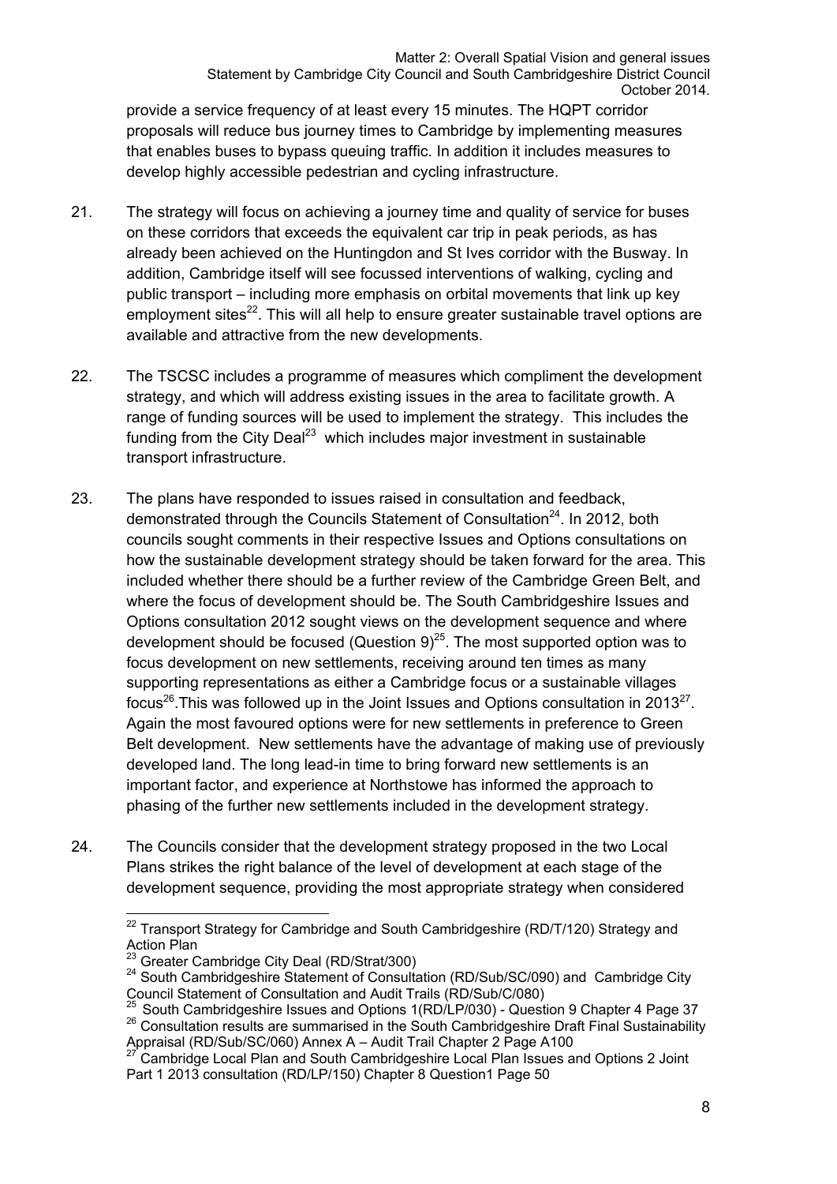provide a service frequency of at least every 15 minutes. The HQPT corridor proposals will reduce bus journey times to Cambridge by implementing measures that enables buses to bypass queuing traffic. In addition it includes measures to develop highly accessible pedestrian and cycling infrastructure.

21. The strategy will focus on achieving a journey time and quality of service for buses on these corridors that exceeds the equivalent car trip in peak periods, as has already been achieved on the Huntingdon and St Ives corridor with the Busway. In addition, Cambridge itself will see focussed interventions of walking, cycling and public transport – including more emphasis on orbital movements that link up key employment sites[22]. This will all help to ensure greater sustainable travel options are available and attractive from the new developments.

22. The TSCSC includes a programme of measures which compliment the development strategy, and which will address existing issues in the area to facilitate growth. A range of funding sources will be used to implement the strategy. This includes the funding from the City Deal[23] which includes major investment in sustainable transport infrastructure.

23. The plans have responded to issues raised in consultation and feedback, demonstrated through the Councils Statement of Consultation[24]. In 2012, both councils sought comments in their respective Issues and Options consultations on how the sustainable development strategy should be taken forward for the area. This included whether there should be a further review of the Cambridge Green Belt, and where the focus of development should be. The South Cambridgeshire Issues and Options consultation 2012 sought views on the development sequence and where development should be focused (Question 9)[25]. The most supported option was to focus development on new settlements, receiving around ten times as many supporting representations as either a Cambridge focus or a sustainable villages focus[26].This was followed up in the Joint Issues and Options consultation in 2013[27]. Again the most favoured options were for new settlements in preference to Green Belt development. New settlements have the advantage of making use of previously developed land. The long lead-in time to bring forward new settlements is an important factor, and experience at Northstowe has informed the approach to phasing of the further new settlements included in the development strategy.

24. The Councils consider that the development strategy proposed in the two Local Plans strikes the right balance of the level of development at each stage of the development sequence, providing the most appropriate strategy when considered

---

[22] Transport Strategy for Cambridge and South Cambridgeshire (RD/T/120) Strategy and Action Plan

[23] Greater Cambridge City Deal (RD/Strat/300)

[24] South Cambridgeshire Statement of Consultation (RD/Sub/SC/090) and Cambridge City Council Statement of Consultation and Audit Trails (RD/Sub/C/080)

[25] South Cambridgeshire Issues and Options 1(RD/LP/030) - Question 9 Chapter 4 Page 37

[26] Consultation results are summarised in the South Cambridgeshire Draft Final Sustainability Appraisal (RD/Sub/SC/060) Annex A – Audit Trail Chapter 2 Page A100

[27] Cambridge Local Plan and South Cambridgeshire Local Plan Issues and Options 2 Joint Part 1 2013 consultation (RD/LP/150) Chapter 8 Question1 Page 50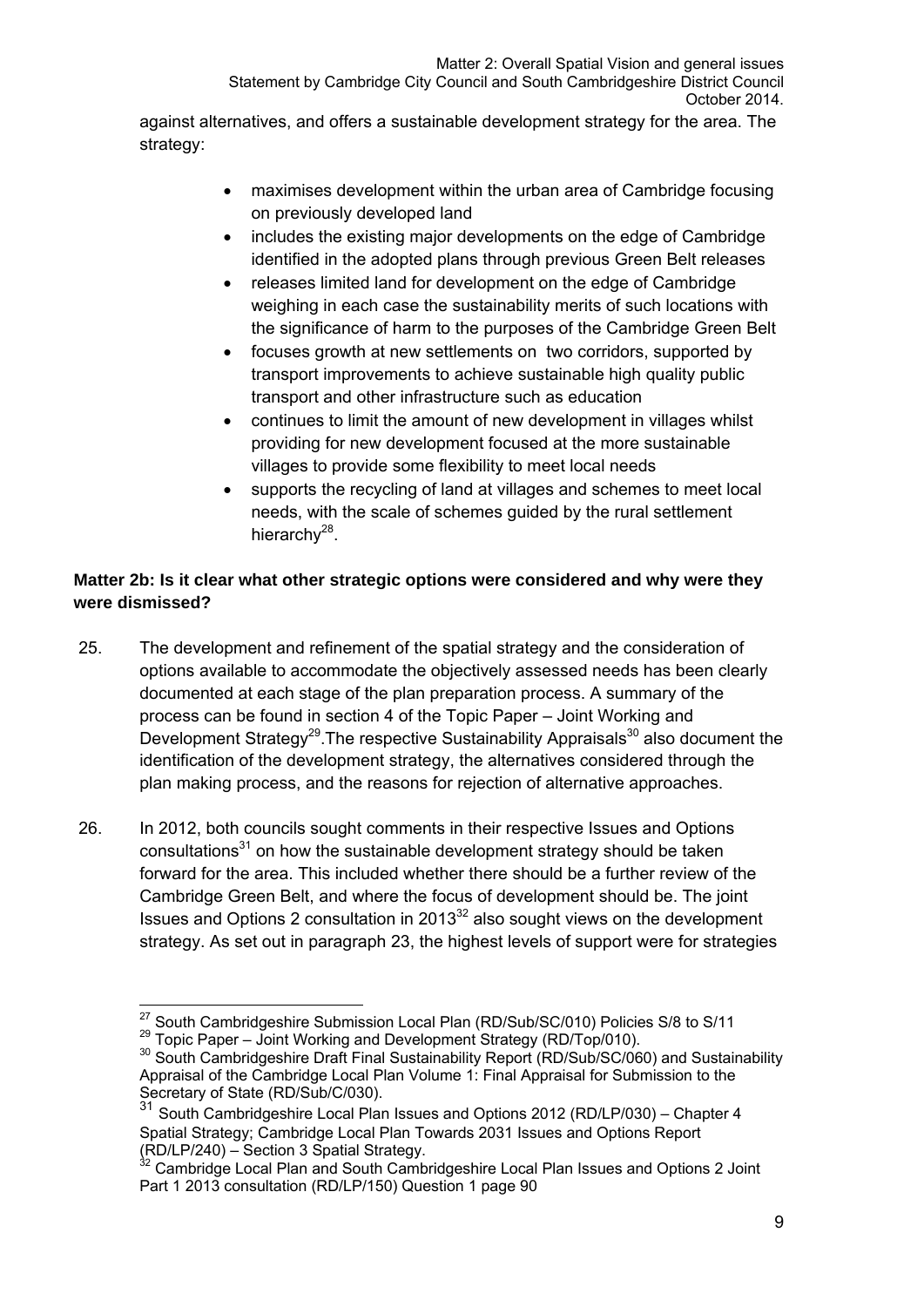against alternatives, and offers a sustainable development strategy for the area. The strategy:

- maximises development within the urban area of Cambridge focusing on previously developed land
- includes the existing major developments on the edge of Cambridge identified in the adopted plans through previous Green Belt releases
- releases limited land for development on the edge of Cambridge weighing in each case the sustainability merits of such locations with the significance of harm to the purposes of the Cambridge Green Belt
- focuses growth at new settlements on two corridors, supported by transport improvements to achieve sustainable high quality public transport and other infrastructure such as education
- continues to limit the amount of new development in villages whilst providing for new development focused at the more sustainable villages to provide some flexibility to meet local needs
- supports the recycling of land at villages and schemes to meet local needs, with the scale of schemes guided by the rural settlement hierarchy[28].

**Matter 2b: Is it clear what other strategic options were considered and why were they were dismissed?**

25. The development and refinement of the spatial strategy and the consideration of options available to accommodate the objectively assessed needs has been clearly documented at each stage of the plan preparation process. A summary of the process can be found in section 4 of the Topic Paper – Joint Working and Development Strategy[29].The respective Sustainability Appraisals[30] also document the identification of the development strategy, the alternatives considered through the plan making process, and the reasons for rejection of alternative approaches.

26. In 2012, both councils sought comments in their respective Issues and Options consultations[31] on how the sustainable development strategy should be taken forward for the area. This included whether there should be a further review of the Cambridge Green Belt, and where the focus of development should be. The joint Issues and Options 2 consultation in 2013[32] also sought views on the development strategy. As set out in paragraph 23, the highest levels of support were for strategies

---

[27] South Cambridgeshire Submission Local Plan (RD/Sub/SC/010) Policies S/8 to S/11

[29] Topic Paper – Joint Working and Development Strategy (RD/Top/010).

[30] South Cambridgeshire Draft Final Sustainability Report (RD/Sub/SC/060) and Sustainability Appraisal of the Cambridge Local Plan Volume 1: Final Appraisal for Submission to the Secretary of State (RD/Sub/C/030).

[31] South Cambridgeshire Local Plan Issues and Options 2012 (RD/LP/030) – Chapter 4 Spatial Strategy; Cambridge Local Plan Towards 2031 Issues and Options Report (RD/LP/240) – Section 3 Spatial Strategy.

[32] Cambridge Local Plan and South Cambridgeshire Local Plan Issues and Options 2 Joint Part 1 2013 consultation (RD/LP/150) Question 1 page 90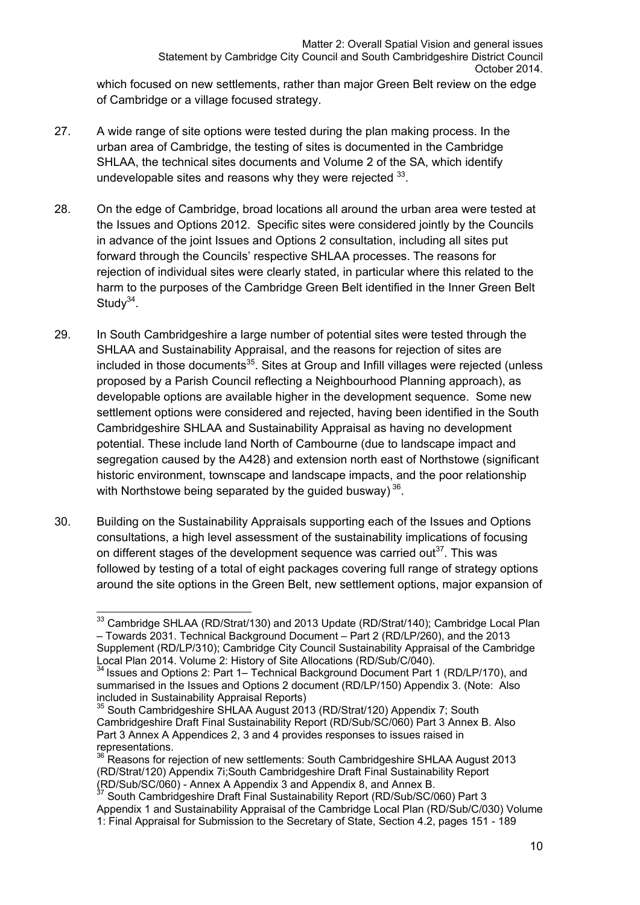which focused on new settlements, rather than major Green Belt review on the edge of Cambridge or a village focused strategy.

27. A wide range of site options were tested during the plan making process. In the urban area of Cambridge, the testing of sites is documented in the Cambridge SHLAA, the technical sites documents and Volume 2 of the SA, which identify undevelopable sites and reasons why they were rejected [33].

28. On the edge of Cambridge, broad locations all around the urban area were tested at the Issues and Options 2012. Specific sites were considered jointly by the Councils in advance of the joint Issues and Options 2 consultation, including all sites put forward through the Councils' respective SHLAA processes. The reasons for rejection of individual sites were clearly stated, in particular where this related to the harm to the purposes of the Cambridge Green Belt identified in the Inner Green Belt Study[34].

29. In South Cambridgeshire a large number of potential sites were tested through the SHLAA and Sustainability Appraisal, and the reasons for rejection of sites are included in those documents[35]. Sites at Group and Infill villages were rejected (unless proposed by a Parish Council reflecting a Neighbourhood Planning approach), as developable options are available higher in the development sequence. Some new settlement options were considered and rejected, having been identified in the South Cambridgeshire SHLAA and Sustainability Appraisal as having no development potential. These include land North of Cambourne (due to landscape impact and segregation caused by the A428) and extension north east of Northstowe (significant historic environment, townscape and landscape impacts, and the poor relationship with Northstowe being separated by the guided busway) [36].

30. Building on the Sustainability Appraisals supporting each of the Issues and Options consultations, a high level assessment of the sustainability implications of focusing on different stages of the development sequence was carried out[37]. This was followed by testing of a total of eight packages covering full range of strategy options around the site options in the Green Belt, new settlement options, major expansion of

---

[33] Cambridge SHLAA (RD/Strat/130) and 2013 Update (RD/Strat/140); Cambridge Local Plan – Towards 2031. Technical Background Document – Part 2 (RD/LP/260), and the 2013 Supplement (RD/LP/310); Cambridge City Council Sustainability Appraisal of the Cambridge Local Plan 2014. Volume 2: History of Site Allocations (RD/Sub/C/040).

[34] Issues and Options 2: Part 1– Technical Background Document Part 1 (RD/LP/170), and summarised in the Issues and Options 2 document (RD/LP/150) Appendix 3. (Note: Also included in Sustainability Appraisal Reports)

[35] South Cambridgeshire SHLAA August 2013 (RD/Strat/120) Appendix 7; South Cambridgeshire Draft Final Sustainability Report (RD/Sub/SC/060) Part 3 Annex B. Also Part 3 Annex A Appendices 2, 3 and 4 provides responses to issues raised in representations.

[36] Reasons for rejection of new settlements: South Cambridgeshire SHLAA August 2013 (RD/Strat/120) Appendix 7i;South Cambridgeshire Draft Final Sustainability Report (RD/Sub/SC/060) - Annex A Appendix 3 and Appendix 8, and Annex B.

[37] South Cambridgeshire Draft Final Sustainability Report (RD/Sub/SC/060) Part 3 Appendix 1 and Sustainability Appraisal of the Cambridge Local Plan (RD/Sub/C/030) Volume 1: Final Appraisal for Submission to the Secretary of State, Section 4.2, pages 151 - 189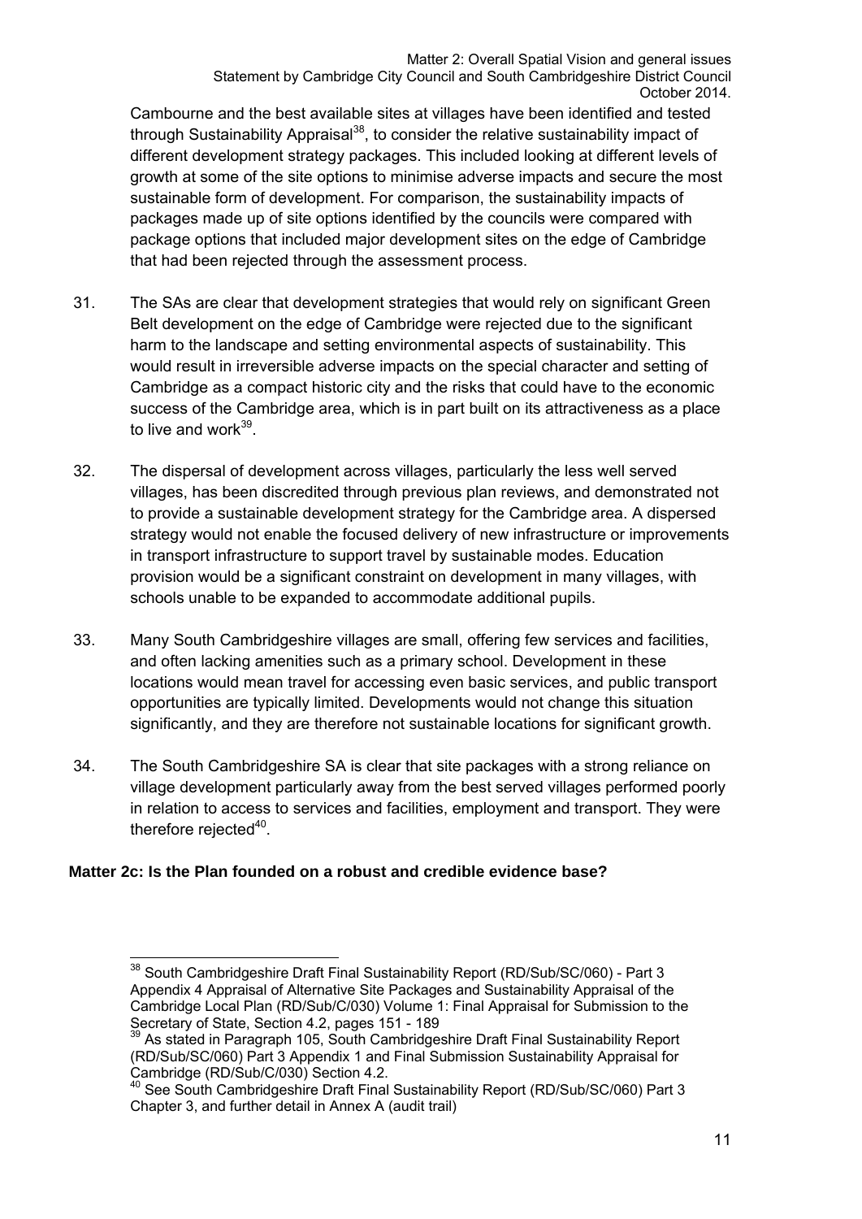Cambourne and the best available sites at villages have been identified and tested through Sustainability Appraisal[38], to consider the relative sustainability impact of different development strategy packages. This included looking at different levels of growth at some of the site options to minimise adverse impacts and secure the most sustainable form of development. For comparison, the sustainability impacts of packages made up of site options identified by the councils were compared with package options that included major development sites on the edge of Cambridge that had been rejected through the assessment process.

31. The SAs are clear that development strategies that would rely on significant Green Belt development on the edge of Cambridge were rejected due to the significant harm to the landscape and setting environmental aspects of sustainability. This would result in irreversible adverse impacts on the special character and setting of Cambridge as a compact historic city and the risks that could have to the economic success of the Cambridge area, which is in part built on its attractiveness as a place to live and work[39].

32. The dispersal of development across villages, particularly the less well served villages, has been discredited through previous plan reviews, and demonstrated not to provide a sustainable development strategy for the Cambridge area. A dispersed strategy would not enable the focused delivery of new infrastructure or improvements in transport infrastructure to support travel by sustainable modes. Education provision would be a significant constraint on development in many villages, with schools unable to be expanded to accommodate additional pupils.

33. Many South Cambridgeshire villages are small, offering few services and facilities, and often lacking amenities such as a primary school. Development in these locations would mean travel for accessing even basic services, and public transport opportunities are typically limited. Developments would not change this situation significantly, and they are therefore not sustainable locations for significant growth.

34. The South Cambridgeshire SA is clear that site packages with a strong reliance on village development particularly away from the best served villages performed poorly in relation to access to services and facilities, employment and transport. They were therefore rejected[40].

**Matter 2c: Is the Plan founded on a robust and credible evidence base?**

---

[38] South Cambridgeshire Draft Final Sustainability Report (RD/Sub/SC/060) - Part 3 Appendix 4 Appraisal of Alternative Site Packages and Sustainability Appraisal of the Cambridge Local Plan (RD/Sub/C/030) Volume 1: Final Appraisal for Submission to the Secretary of State, Section 4.2, pages 151 - 189

[39] As stated in Paragraph 105, South Cambridgeshire Draft Final Sustainability Report (RD/Sub/SC/060) Part 3 Appendix 1 and Final Submission Sustainability Appraisal for Cambridge (RD/Sub/C/030) Section 4.2.

[40] See South Cambridgeshire Draft Final Sustainability Report (RD/Sub/SC/060) Part 3 Chapter 3, and further detail in Annex A (audit trail)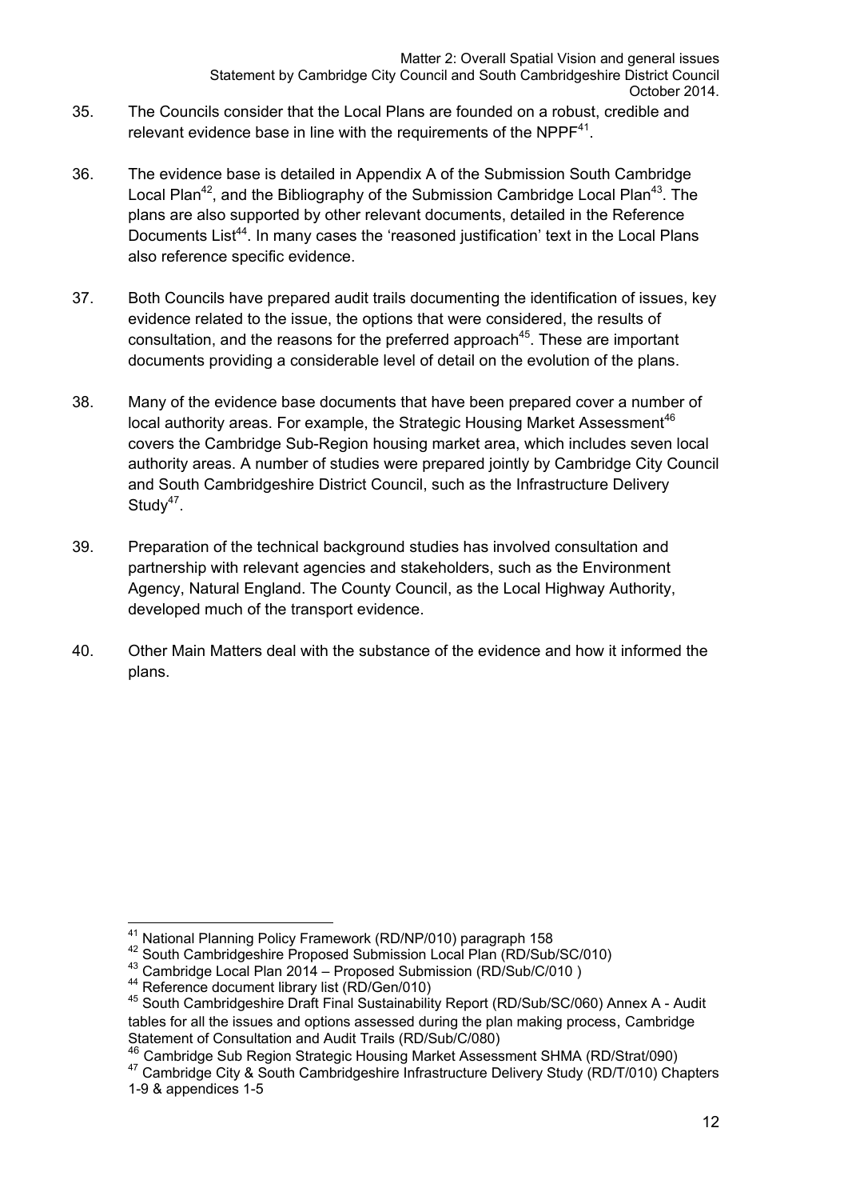35. The Councils consider that the Local Plans are founded on a robust, credible and relevant evidence base in line with the requirements of the NPPF[41].

36. The evidence base is detailed in Appendix A of the Submission South Cambridge Local Plan[42], and the Bibliography of the Submission Cambridge Local Plan[43]. The plans are also supported by other relevant documents, detailed in the Reference Documents List[44]. In many cases the 'reasoned justification' text in the Local Plans also reference specific evidence.

37. Both Councils have prepared audit trails documenting the identification of issues, key evidence related to the issue, the options that were considered, the results of consultation, and the reasons for the preferred approach[45]. These are important documents providing a considerable level of detail on the evolution of the plans.

38. Many of the evidence base documents that have been prepared cover a number of local authority areas. For example, the Strategic Housing Market Assessment[46] covers the Cambridge Sub-Region housing market area, which includes seven local authority areas. A number of studies were prepared jointly by Cambridge City Council and South Cambridgeshire District Council, such as the Infrastructure Delivery Study[47].

39. Preparation of the technical background studies has involved consultation and partnership with relevant agencies and stakeholders, such as the Environment Agency, Natural England. The County Council, as the Local Highway Authority, developed much of the transport evidence.

40. Other Main Matters deal with the substance of the evidence and how it informed the plans.

---

[41] National Planning Policy Framework (RD/NP/010) paragraph 158

[42] South Cambridgeshire Proposed Submission Local Plan (RD/Sub/SC/010)

[43] Cambridge Local Plan 2014 – Proposed Submission (RD/Sub/C/010 )

[44] Reference document library list (RD/Gen/010)

[45] South Cambridgeshire Draft Final Sustainability Report (RD/Sub/SC/060) Annex A - Audit tables for all the issues and options assessed during the plan making process, Cambridge Statement of Consultation and Audit Trails (RD/Sub/C/080)

[46] Cambridge Sub Region Strategic Housing Market Assessment SHMA (RD/Strat/090)

[47] Cambridge City & South Cambridgeshire Infrastructure Delivery Study (RD/T/010) Chapters 1-9 & appendices 1-5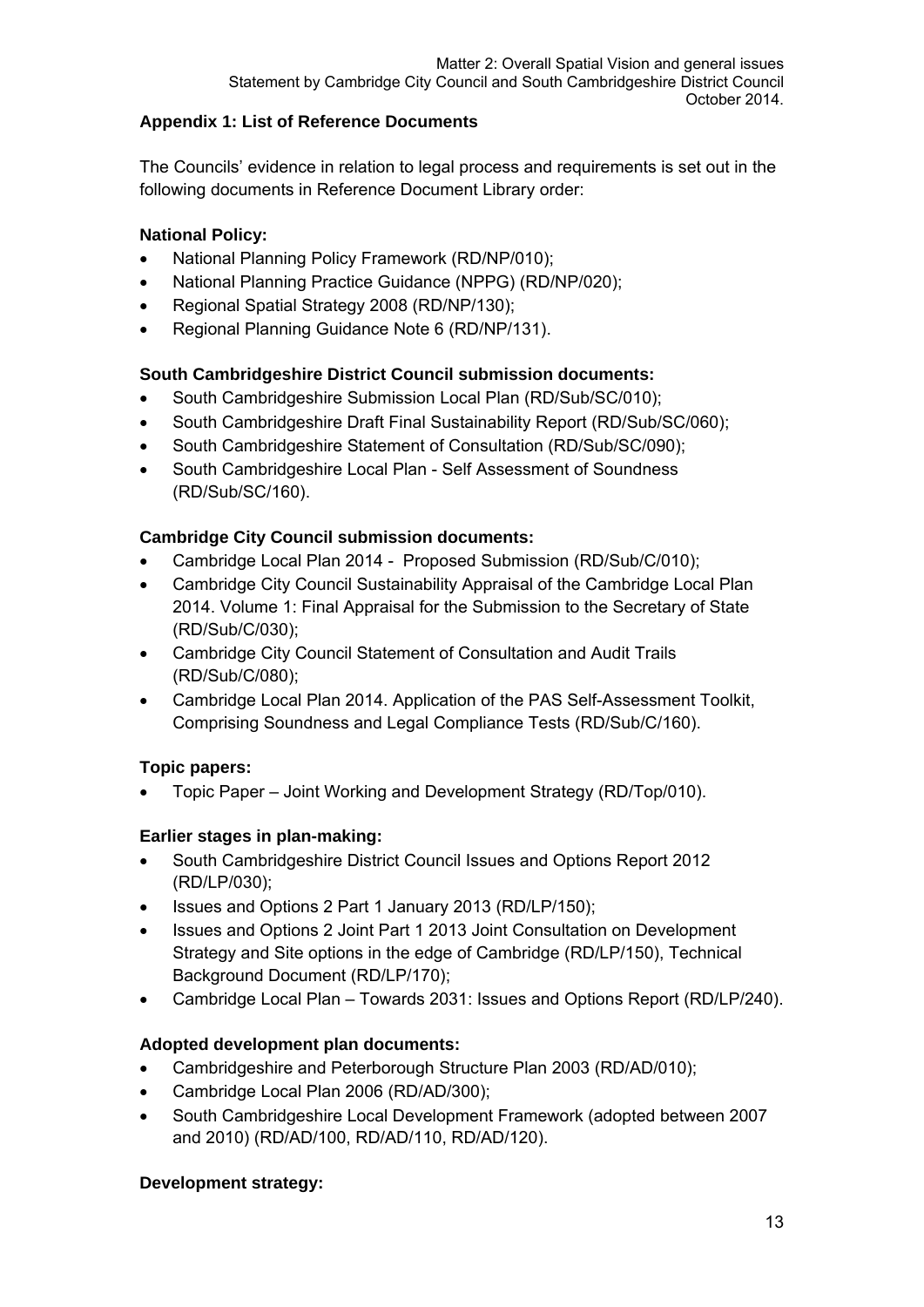## Appendix 1: List of Reference Documents

The Councils' evidence in relation to legal process and requirements is set out in the following documents in Reference Document Library order:

**National Policy:**

- National Planning Policy Framework (RD/NP/010);
- National Planning Practice Guidance (NPPG) (RD/NP/020);
- Regional Spatial Strategy 2008 (RD/NP/130);
- Regional Planning Guidance Note 6 (RD/NP/131).

**South Cambridgeshire District Council submission documents:**

- South Cambridgeshire Submission Local Plan (RD/Sub/SC/010);
- South Cambridgeshire Draft Final Sustainability Report (RD/Sub/SC/060);
- South Cambridgeshire Statement of Consultation (RD/Sub/SC/090);
- South Cambridgeshire Local Plan - Self Assessment of Soundness (RD/Sub/SC/160).

**Cambridge City Council submission documents:**

- Cambridge Local Plan 2014 - Proposed Submission (RD/Sub/C/010);
- Cambridge City Council Sustainability Appraisal of the Cambridge Local Plan 2014. Volume 1: Final Appraisal for the Submission to the Secretary of State (RD/Sub/C/030);
- Cambridge City Council Statement of Consultation and Audit Trails (RD/Sub/C/080);
- Cambridge Local Plan 2014. Application of the PAS Self-Assessment Toolkit, Comprising Soundness and Legal Compliance Tests (RD/Sub/C/160).

**Topic papers:**

- Topic Paper – Joint Working and Development Strategy (RD/Top/010).

**Earlier stages in plan-making:**

- South Cambridgeshire District Council Issues and Options Report 2012 (RD/LP/030);
- Issues and Options 2 Part 1 January 2013 (RD/LP/150);
- Issues and Options 2 Joint Part 1 2013 Joint Consultation on Development Strategy and Site options in the edge of Cambridge (RD/LP/150), Technical Background Document (RD/LP/170);
- Cambridge Local Plan – Towards 2031: Issues and Options Report (RD/LP/240).

**Adopted development plan documents:**

- Cambridgeshire and Peterborough Structure Plan 2003 (RD/AD/010);
- Cambridge Local Plan 2006 (RD/AD/300);
- South Cambridgeshire Local Development Framework (adopted between 2007 and 2010) (RD/AD/100, RD/AD/110, RD/AD/120).

**Development strategy:**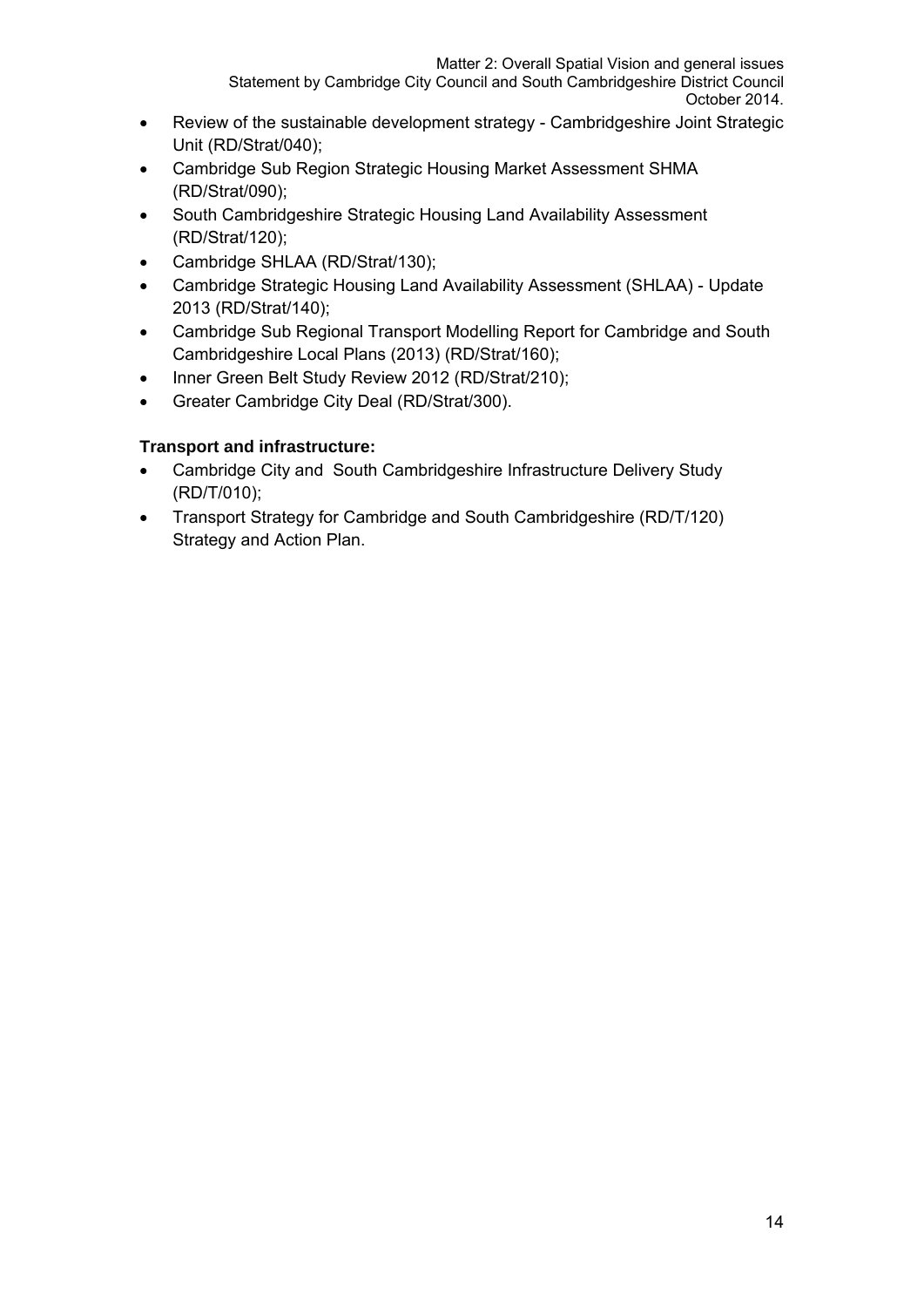- Review of the sustainable development strategy - Cambridgeshire Joint Strategic Unit (RD/Strat/040);
- Cambridge Sub Region Strategic Housing Market Assessment SHMA (RD/Strat/090);
- South Cambridgeshire Strategic Housing Land Availability Assessment (RD/Strat/120);
- Cambridge SHLAA (RD/Strat/130);
- Cambridge Strategic Housing Land Availability Assessment (SHLAA) - Update 2013 (RD/Strat/140);
- Cambridge Sub Regional Transport Modelling Report for Cambridge and South Cambridgeshire Local Plans (2013) (RD/Strat/160);
- Inner Green Belt Study Review 2012 (RD/Strat/210);
- Greater Cambridge City Deal (RD/Strat/300).

**Transport and infrastructure:**

- Cambridge City and South Cambridgeshire Infrastructure Delivery Study (RD/T/010);
- Transport Strategy for Cambridge and South Cambridgeshire (RD/T/120) Strategy and Action Plan.